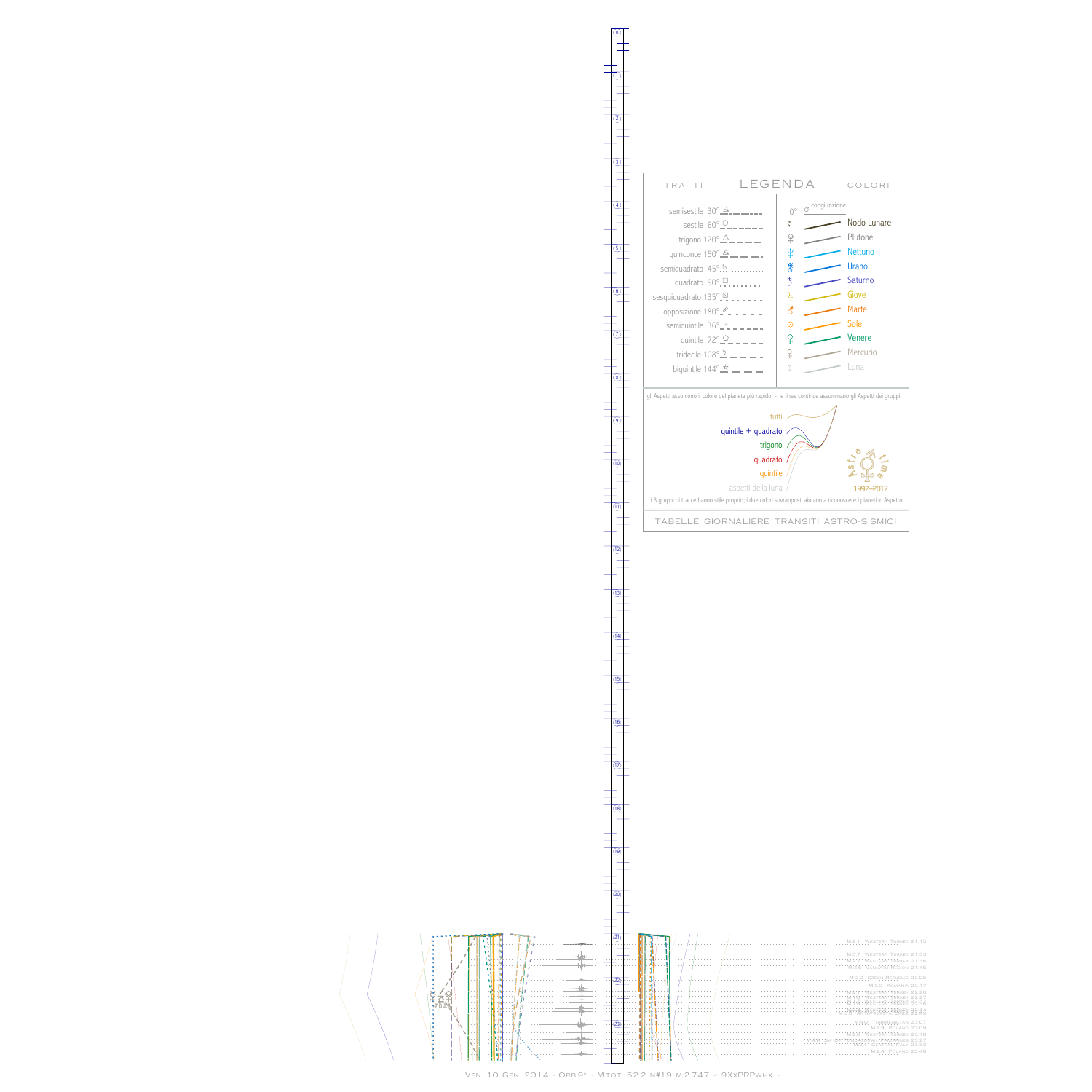## LEGENDA

| TRATTI | COLORI |
|---|---|
| semisestile 30° | 0° congiunzione |
| sestile 60° | Nodo Lunare |
| trigono 120° | Plutone |
| quinconce 150° | Nettuno |
| semiquadrato 45° | Urano |
| quadrato 90° | Saturno |
| sesquiquadrato 135° | Giove |
| opposizione 180° | Marte |
| semiquintile 36° | Sole |
| quintile 72° | Venere |
| tridecile 108° | Mercurio |
| biquintile 144° | Luna |

gli Aspetti assumono il colore del pianeta più rapido - le linee continue assommano gli Aspetti dei gruppi:

- tutti
- quintile + quadrato
- trigono
- quadrato
- quintile
- aspetti della luna

Astro time 1992–2012

i 3 gruppi di tracce hanno stile proprio; i due colori sovrapposti aiutano a riconoscere i pianeti in Aspetto

TABELLE GIORNALIERE TRANSITI ASTRO-SISMICI

M:2.1 . Western Turkey 21:15
M:3.7 . Western Turkey 21:33
M:3.7 . Western Turkey 21:36
M:4.6 . Samar, Philippines 21:45
M:2.0 . Czech Republic 22:05
M:3.0 . Romania 22:17
M:2.1 . Western Turkey 22:20
M:1.9 . Western Turkey 22:27
M:1.9 . Western Turkey 22:38
M:2.8 . Western Turkey 22:49
M:2.3 . Western Turkey 22:52
M:4.0 . Turkmenistan 23:07
M:2.4 . Poland 23:09
M:3.0 . Western Turkey 23:18
M:4.4 . SE of Pangasinan, Philippines 23:27
M:2.4 . Central Italy 23:33
M:2.4 . Poland 23:48

Ven. 10 Gen. 2014 - Orb:9° - M.tot: 52.2 n#19 m:2.747 -: 9XxPRPwhx :-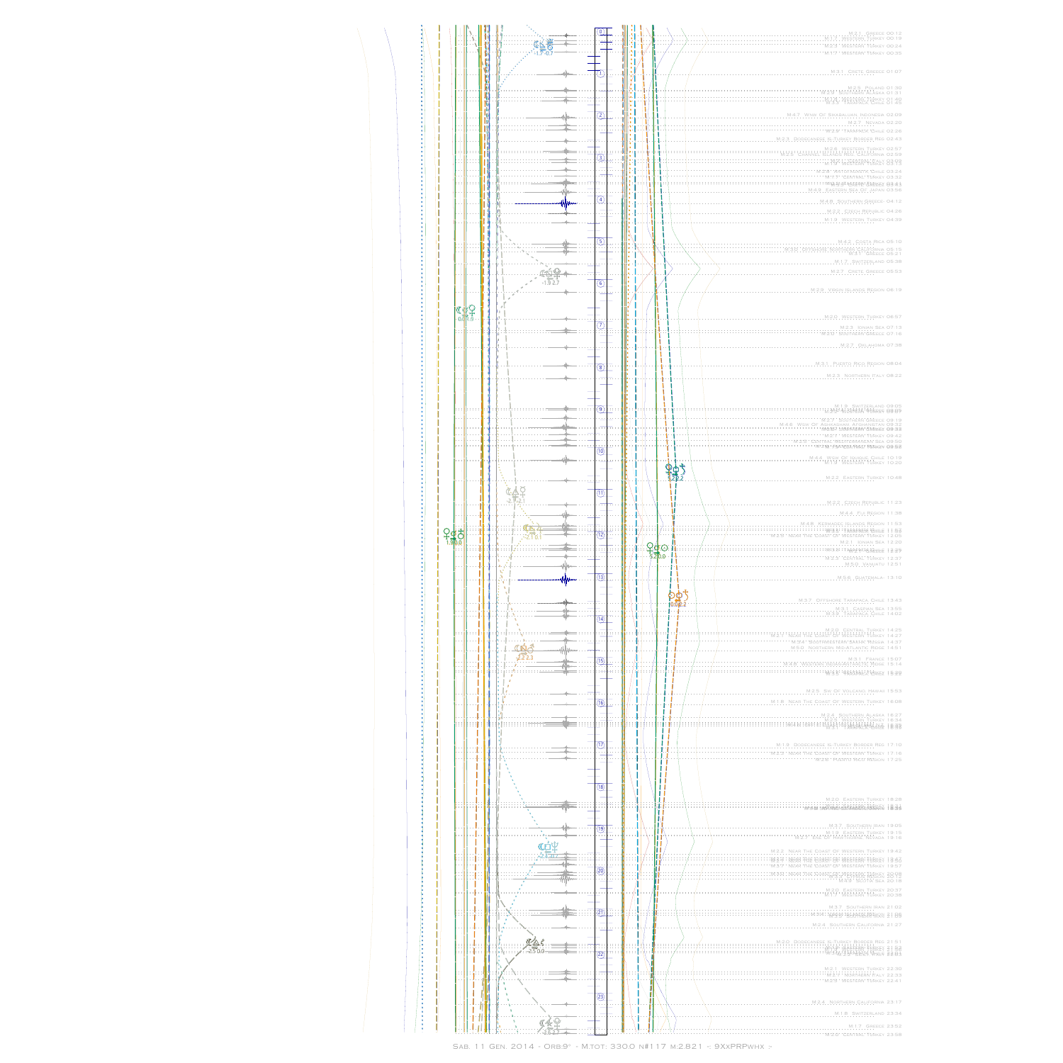M:2.1 Greece 00:12
M:1.7 Western Turkey 00:19
M:2.4 Western Turkey 00:24
M:1.7 Western Turkey 00:35
M:3.1 Crete Greece 01:07
M:2.5 Poland 01:30
M:1.1 Southern Alaska 01:31
M:1.8 Western Turkey 01:40
M:2.5 Tarapaca Chile 01:42
M:4.7 Wsw Of Skaraluan Indonesia 02:09
M:2.7 Nevada 02:20
M:2.9 Tarapaca Chile 02:26
M:2.3 Dodecanese Is-Turkey Border Reg 02:43
M:2.8 Western Turkey 02:57
M:1.1 Central California 02:59
M:2.1 Southern Italy 03:08
M:1.8 Western Turkey 03:13
M:2.6 Antofagasta Chile 03:24
M:1.7 Central Turkey 03:32
M:2.4 Southern Greece 03:41
M:2.1 Western Turkey 03:43
M:4.3 Eastern Sea Of Japan 03:56
M:4.8 Southern Greece 04:12
M:2.3 Czech Republic 04:26
M:1.9 Western Turkey 04:39
M:4.2 Costa Rica 05:10
M:1.6 Offshore Northern California 05:15
M:2.1 Greece 05:21
M:1.7 Switzerland 05:38
M:2.7 Crete Greece 05:53
M:2.9 Virgin Islands Region 06:19
M:2.0 Western Turkey 06:57
M:2.3 Ionian Sea 07:13
M:2.1 Southern Greece 07:16
M:2.7 Oklahoma 07:38
M:3.1 Puerto Rico Region 08:04
M:2.3 Northern Italy 08:22
M:1.9 Switzerland 09:05
M:2.1 Western Turkey 09:07
M:2.7 Northern Greece 09:19
M:4.6 Wsw Of Ashkasham Afghanistan 09:32
M:2.1 Western Turkey 09:33
M:2.1 Western Turkey 09:42
M:2.3 Central Mediterranean Sea 09:50
M:1.9 Central Turkey 09:56
M:4.4 Wsw Of Iquique Chile 10:19
M:1.9 Western Turkey 10:20
M:2.2 Eastern Turkey 10:48
M:2.2 Czech Republic 11:23
M:4.4 Fiji Region 11:38
M:4.8 Kermadec Islands Region 11:53
M:2.5 Tarapaca Chile 12:02
M:2.9 Near The Coast Of Western Turkey 12:05
M:2.1 Ionian Sea 12:20
M:1.8 Tarapaca Chile 12:29
M:2.5 Central Turkey 12:37
M:5.0 Vanuatu 12:51
M:5.6 Guatemala 13:10
M:3.7 Offshore Tarapaca Chile 13:43
M:3.1 Caspian Sea 13:55
M:3.5 Tarapaca Chile 14:02
M:2.0 Central Turkey 14:25
M:2.7 Near The Coast Of Western Turkey 14:27
M:2.4 Southwestern Siberia Russia 14:37
M:5.0 Northern Mid-Atlantic Ridge 14:51
M:3.1 France 15:07
M:4.8 Southern Mid-Atlantic Ridge 15:14
M:3.5 Tarapaca Chile 15:25
M:2.5 Sw Of Volcano Hawaii 15:53
M:1.8 Near The Coast Of Western Turkey 16:08
M:2.4 Southern Alaska 16:27
M:1.8 Western Turkey 16:34
M:2.1 Tarapaca Chile 16:43
M:1.9 Dodecanese Is-Turkey Border Reg 17:10
M:2.2 Near The Coast Of Western Turkey 17:16
M:2.8 Puerto Rico Region 17:25
M:2.0 Eastern Turkey 18:28
M:2.8 Near The Coast Of Western Turkey 18:35
M:3.7 Southern Iran 19:05
M:1.9 Eastern Turkey 19:15
M:2.1 Nw Of Hawthorne Nevada 19:16
M:2.2 Near The Coast Of Western Turkey 19:42
M:2.7 Near The Coast Of Western Turkey 19:50
M:3.7 Near The Coast Of Western Turkey 19:57
M:3.1 Near The Coast Of Western Turkey 20:11
M:2.9 Scotia Sea 20:19
M:2.0 Eastern Turkey 20:37
M:1.7 Western Turkey 20:38
M:3.7 Southern Iran 21:02
M:2.6 Tarapaca Chile 21:08
M:2.4 Southern California 21:27
M:3.0 Dodecanese Is-Turkey Border Reg 21:51
M:1.8 Western Turkey 21:57
M:2.2 Crete Greece 22:03
M:2.1 Western Turkey 22:30
M:2.7 Northern Italy 22:33
M:2.3 Western Turkey 22:41
M:2.4 Northern California 23:17
M:1.8 Switzerland 23:34
M:1.7 Greece 23:52
M:2.0 Central Turkey 23:58

Sab. 11 Gen. 2014 - Orb:9° - M.tot: 330.0 n#117 m:2.821 -: 9XxPRPwhx :-